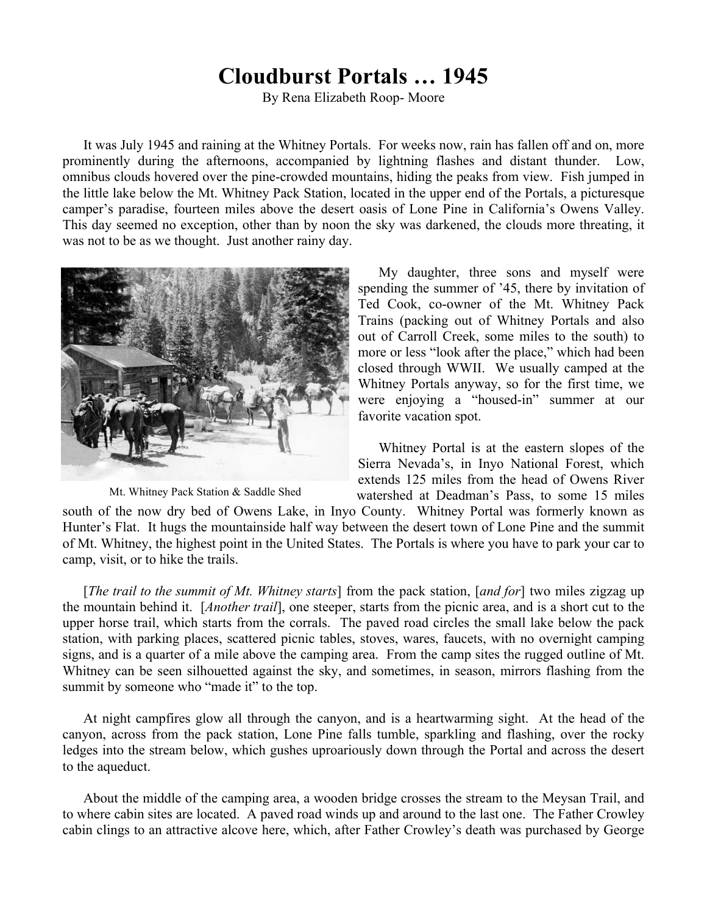# Cloudburst Portals … 1945

By Rena Elizabeth Roop- Moore

It was July 1945 and raining at the Whitney Portals. For weeks now, rain has fallen off and on, more prominently during the afternoons, accompanied by lightning flashes and distant thunder. Low, omnibus clouds hovered over the pine-crowded mountains, hiding the peaks from view. Fish jumped in the little lake below the Mt. Whitney Pack Station, located in the upper end of the Portals, a picturesque camper's paradise, fourteen miles above the desert oasis of Lone Pine in California's Owens Valley. This day seemed no exception, other than by noon the sky was darkened, the clouds more threating, it was not to be as we thought. Just another rainy day.

Mt. Whitney Pack Station & Saddle Shed

My daughter, three sons and myself were spending the summer of '45, there by invitation of Ted Cook, co-owner of the Mt. Whitney Pack Trains (packing out of Whitney Portals and also out of Carroll Creek, some miles to the south) to more or less "look after the place," which had been closed through WWII. We usually camped at the Whitney Portals anyway, so for the first time, we were enjoying a "housed-in" summer at our favorite vacation spot.

Whitney Portal is at the eastern slopes of the Sierra Nevada's, in Inyo National Forest, which extends 125 miles from the head of Owens River watershed at Deadman's Pass, to some 15 miles south of the now dry bed of Owens Lake, in Inyo County. Whitney Portal was formerly known as Hunter's Flat. It hugs the mountainside half way between the desert town of Lone Pine and the summit of Mt. Whitney, the highest point in the United States. The Portals is where you have to park your car to camp, visit, or to hike the trails.

[*The trail to the summit of Mt. Whitney starts*] from the pack station, [*and for*] two miles zigzag up the mountain behind it. [*Another trail*], one steeper, starts from the picnic area, and is a short cut to the upper horse trail, which starts from the corrals. The paved road circles the small lake below the pack station, with parking places, scattered picnic tables, stoves, wares, faucets, with no overnight camping signs, and is a quarter of a mile above the camping area. From the camp sites the rugged outline of Mt. Whitney can be seen silhouetted against the sky, and sometimes, in season, mirrors flashing from the summit by someone who "made it" to the top.

At night campfires glow all through the canyon, and is a heartwarming sight. At the head of the canyon, across from the pack station, Lone Pine falls tumble, sparkling and flashing, over the rocky ledges into the stream below, which gushes uproariously down through the Portal and across the desert to the aqueduct.

About the middle of the camping area, a wooden bridge crosses the stream to the Meysan Trail, and to where cabin sites are located. A paved road winds up and around to the last one. The Father Crowley cabin clings to an attractive alcove here, which, after Father Crowley's death was purchased by George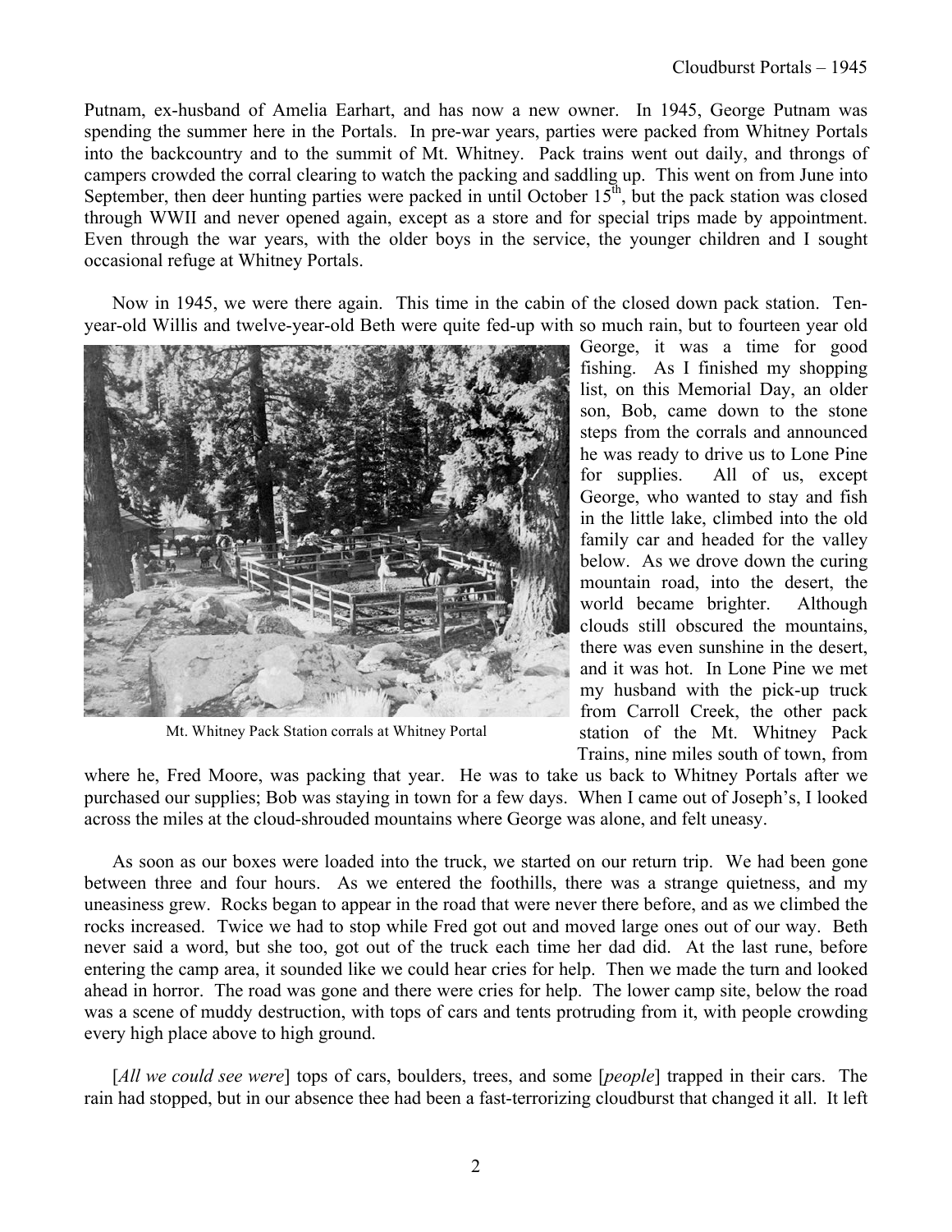Putnam, ex-husband of Amelia Earhart, and has now a new owner. In 1945, George Putnam was spending the summer here in the Portals. In pre-war years, parties were packed from Whitney Portals into the backcountry and to the summit of Mt. Whitney. Pack trains went out daily, and throngs of campers crowded the corral clearing to watch the packing and saddling up. This went on from June into September, then deer hunting parties were packed in until October 15th, but the pack station was closed through WWII and never opened again, except as a store and for special trips made by appointment. Even through the war years, with the older boys in the service, the younger children and I sought occasional refuge at Whitney Portals.

Now in 1945, we were there again. This time in the cabin of the closed down pack station. Ten-year-old Willis and twelve-year-old Beth were quite fed-up with so much rain, but to fourteen year old George, it was a time for good fishing. As I finished my shopping list, on this Memorial Day, an older son, Bob, came down to the stone steps from the corrals and announced he was ready to drive us to Lone Pine for supplies. All of us, except George, who wanted to stay and fish in the little lake, climbed into the old family car and headed for the valley below. As we drove down the curing mountain road, into the desert, the world became brighter. Although clouds still obscured the mountains, there was even sunshine in the desert, and it was hot. In Lone Pine we met my husband with the pick-up truck from Carroll Creek, the other pack station of the Mt. Whitney Pack Trains, nine miles south of town, from where he, Fred Moore, was packing that year. He was to take us back to Whitney Portals after we purchased our supplies; Bob was staying in town for a few days. When I came out of Joseph's, I looked across the miles at the cloud-shrouded mountains where George was alone, and felt uneasy.

Mt. Whitney Pack Station corrals at Whitney Portal

As soon as our boxes were loaded into the truck, we started on our return trip. We had been gone between three and four hours. As we entered the foothills, there was a strange quietness, and my uneasiness grew. Rocks began to appear in the road that were never there before, and as we climbed the rocks increased. Twice we had to stop while Fred got out and moved large ones out of our way. Beth never said a word, but she too, got out of the truck each time her dad did. At the last rune, before entering the camp area, it sounded like we could hear cries for help. Then we made the turn and looked ahead in horror. The road was gone and there were cries for help. The lower camp site, below the road was a scene of muddy destruction, with tops of cars and tents protruding from it, with people crowding every high place above to high ground.

[*All we could see were*] tops of cars, boulders, trees, and some [*people*] trapped in their cars. The rain had stopped, but in our absence thee had been a fast-terrorizing cloudburst that changed it all. It left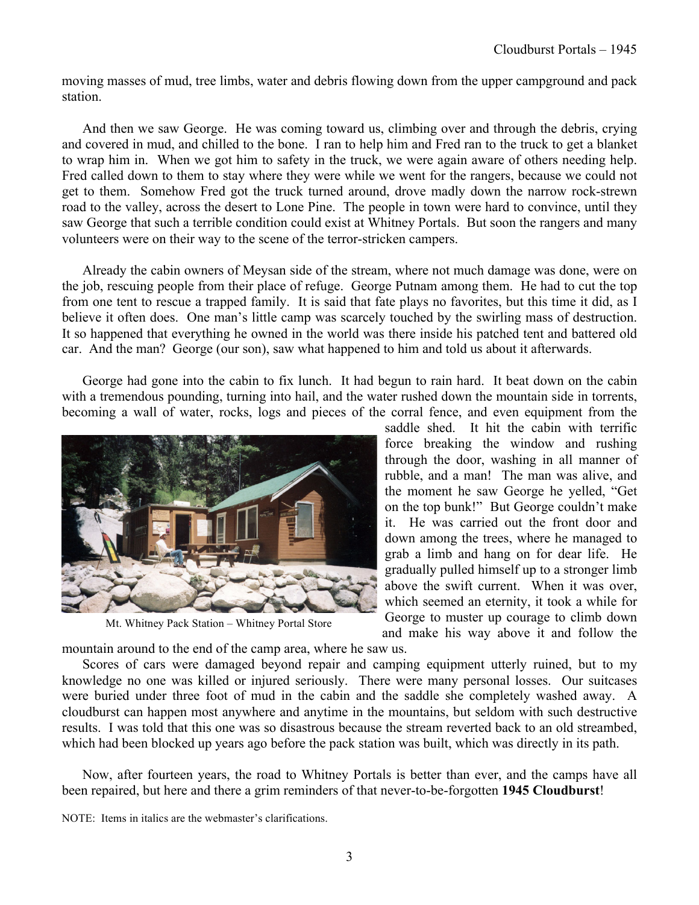moving masses of mud, tree limbs, water and debris flowing down from the upper campground and pack station.

And then we saw George. He was coming toward us, climbing over and through the debris, crying and covered in mud, and chilled to the bone. I ran to help him and Fred ran to the truck to get a blanket to wrap him in. When we got him to safety in the truck, we were again aware of others needing help. Fred called down to them to stay where they were while we went for the rangers, because we could not get to them. Somehow Fred got the truck turned around, drove madly down the narrow rock-strewn road to the valley, across the desert to Lone Pine. The people in town were hard to convince, until they saw George that such a terrible condition could exist at Whitney Portals. But soon the rangers and many volunteers were on their way to the scene of the terror-stricken campers.

Already the cabin owners of Meysan side of the stream, where not much damage was done, were on the job, rescuing people from their place of refuge. George Putnam among them. He had to cut the top from one tent to rescue a trapped family. It is said that fate plays no favorites, but this time it did, as I believe it often does. One man's little camp was scarcely touched by the swirling mass of destruction. It so happened that everything he owned in the world was there inside his patched tent and battered old car. And the man? George (our son), saw what happened to him and told us about it afterwards.

George had gone into the cabin to fix lunch. It had begun to rain hard. It beat down on the cabin with a tremendous pounding, turning into hail, and the water rushed down the mountain side in torrents, becoming a wall of water, rocks, logs and pieces of the corral fence, and even equipment from the saddle shed. It hit the cabin with terrific force breaking the window and rushing through the door, washing in all manner of rubble, and a man! The man was alive, and the moment he saw George he yelled, "Get on the top bunk!" But George couldn't make it. He was carried out the front door and down among the trees, where he managed to grab a limb and hang on for dear life. He gradually pulled himself up to a stronger limb above the swift current. When it was over, which seemed an eternity, it took a while for George to muster up courage to climb down and make his way above it and follow the mountain around to the end of the camp area, where he saw us.

Mt. Whitney Pack Station – Whitney Portal Store

Scores of cars were damaged beyond repair and camping equipment utterly ruined, but to my knowledge no one was killed or injured seriously. There were many personal losses. Our suitcases were buried under three foot of mud in the cabin and the saddle she completely washed away. A cloudburst can happen most anywhere and anytime in the mountains, but seldom with such destructive results. I was told that this one was so disastrous because the stream reverted back to an old streambed, which had been blocked up years ago before the pack station was built, which was directly in its path.

Now, after fourteen years, the road to Whitney Portals is better than ever, and the camps have all been repaired, but here and there a grim reminders of that never-to-be-forgotten **1945 Cloudburst**!

NOTE: Items in italics are the webmaster's clarifications.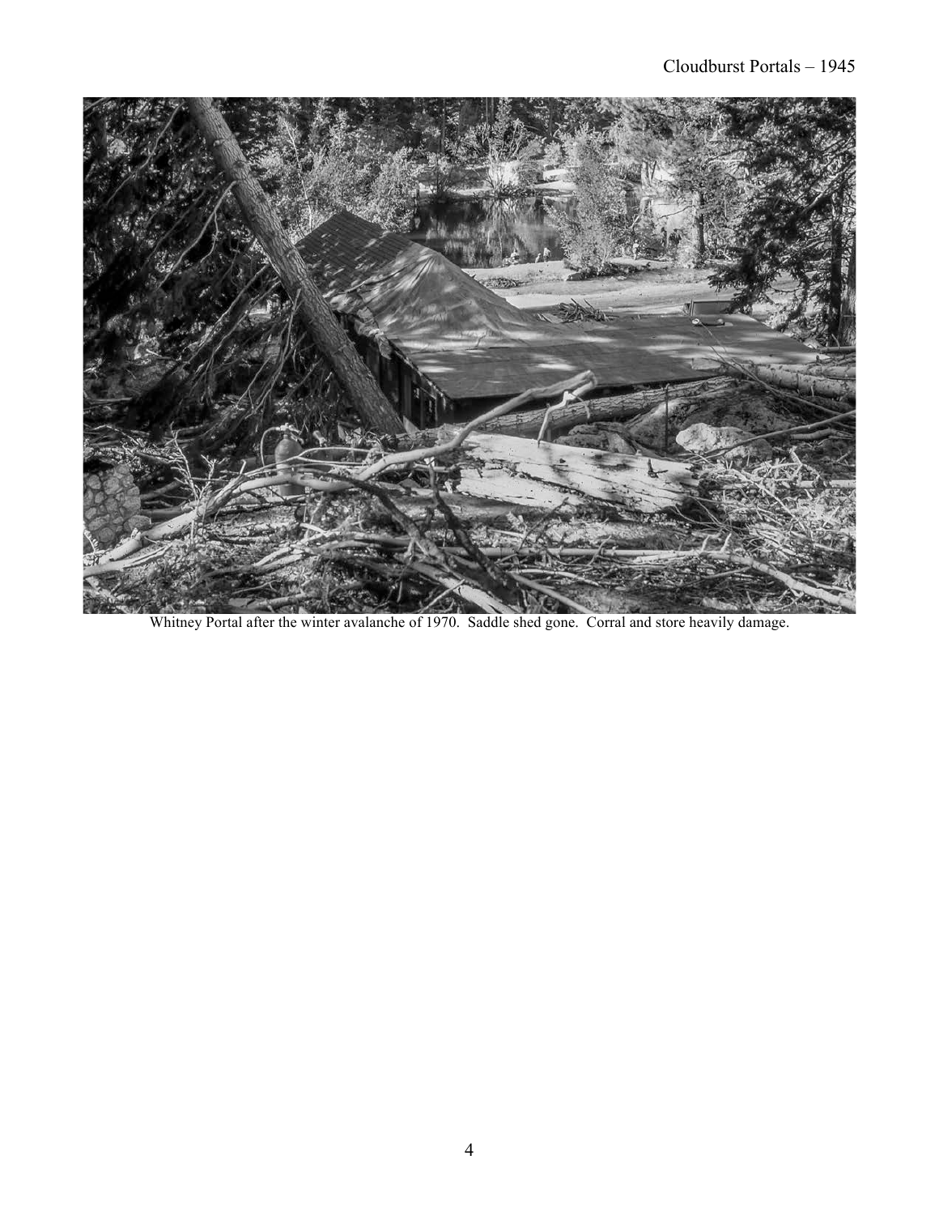Whitney Portal after the winter avalanche of 1970. Saddle shed gone. Corral and store heavily damage.